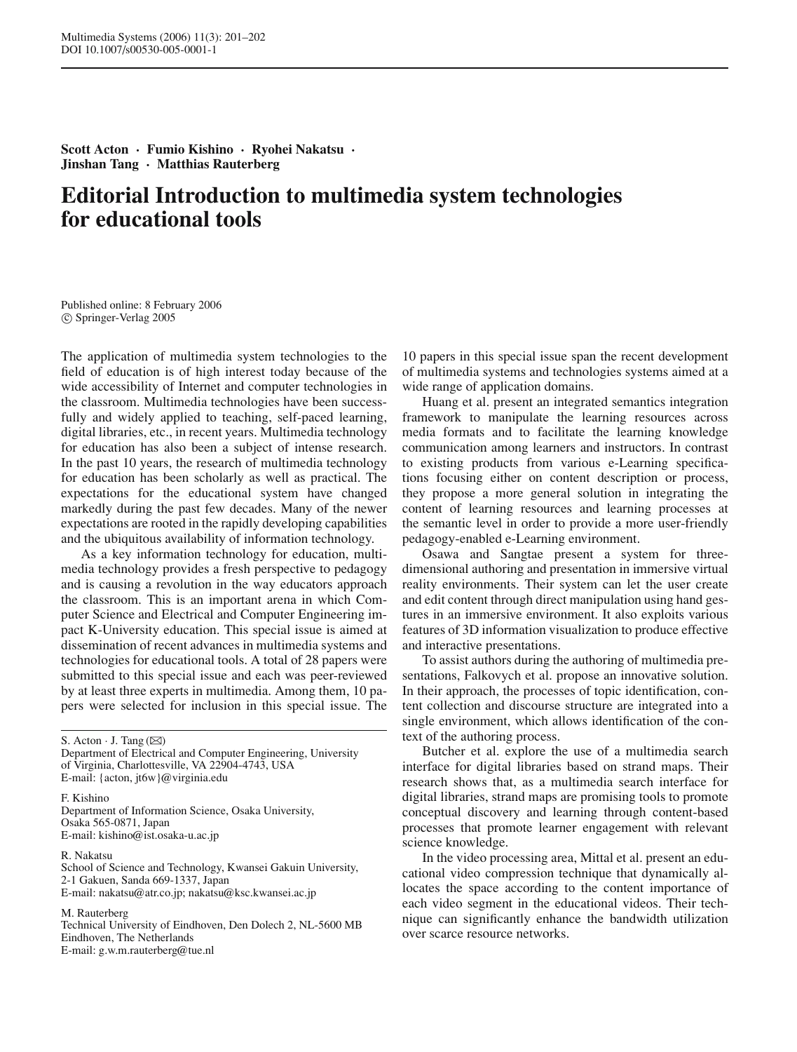**Scott Acton · Fumio Kishino · Ryohei Nakatsu · Jinshan Tang · Matthias Rauterberg**

# Editorial Introduction to multimedia system technologies for educational tools

Published online: 8 February 2006
© Springer-Verlag 2005

The application of multimedia system technologies to the field of education is of high interest today because of the wide accessibility of Internet and computer technologies in the classroom. Multimedia technologies have been successfully and widely applied to teaching, self-paced learning, digital libraries, etc., in recent years. Multimedia technology for education has also been a subject of intense research. In the past 10 years, the research of multimedia technology for education has been scholarly as well as practical. The expectations for the educational system have changed markedly during the past few decades. Many of the newer expectations are rooted in the rapidly developing capabilities and the ubiquitous availability of information technology.

As a key information technology for education, multimedia technology provides a fresh perspective to pedagogy and is causing a revolution in the way educators approach the classroom. This is an important arena in which Computer Science and Electrical and Computer Engineering impact K-University education. This special issue is aimed at dissemination of recent advances in multimedia systems and technologies for educational tools. A total of 28 papers were submitted to this special issue and each was peer-reviewed by at least three experts in multimedia. Among them, 10 papers were selected for inclusion in this special issue. The 10 papers in this special issue span the recent development of multimedia systems and technologies systems aimed at a wide range of application domains.

Huang et al. present an integrated semantics integration framework to manipulate the learning resources across media formats and to facilitate the learning knowledge communication among learners and instructors. In contrast to existing products from various e-Learning specifications focusing either on content description or process, they propose a more general solution in integrating the content of learning resources and learning processes at the semantic level in order to provide a more user-friendly pedagogy-enabled e-Learning environment.

Osawa and Sangtae present a system for three-dimensional authoring and presentation in immersive virtual reality environments. Their system can let the user create and edit content through direct manipulation using hand gestures in an immersive environment. It also exploits various features of 3D information visualization to produce effective and interactive presentations.

To assist authors during the authoring of multimedia presentations, Falkovych et al. propose an innovative solution. In their approach, the processes of topic identification, content collection and discourse structure are integrated into a single environment, which allows identification of the context of the authoring process.

Butcher et al. explore the use of a multimedia search interface for digital libraries based on strand maps. Their research shows that, as a multimedia search interface for digital libraries, strand maps are promising tools to promote conceptual discovery and learning through content-based processes that promote learner engagement with relevant science knowledge.

In the video processing area, Mittal et al. present an educational video compression technique that dynamically allocates the space according to the content importance of each video segment in the educational videos. Their technique can significantly enhance the bandwidth utilization over scarce resource networks.

---

S. Acton · J. Tang (✉)
Department of Electrical and Computer Engineering, University of Virginia, Charlottesville, VA 22904-4743, USA
E-mail: {acton, jt6w}@virginia.edu

F. Kishino
Department of Information Science, Osaka University, Osaka 565-0871, Japan
E-mail: kishino@ist.osaka-u.ac.jp

R. Nakatsu
School of Science and Technology, Kwansei Gakuin University, 2-1 Gakuen, Sanda 669-1337, Japan
E-mail: nakatsu@atr.co.jp; nakatsu@ksc.kwansei.ac.jp

M. Rauterberg
Technical University of Eindhoven, Den Dolech 2, NL-5600 MB Eindhoven, The Netherlands
E-mail: g.w.m.rauterberg@tue.nl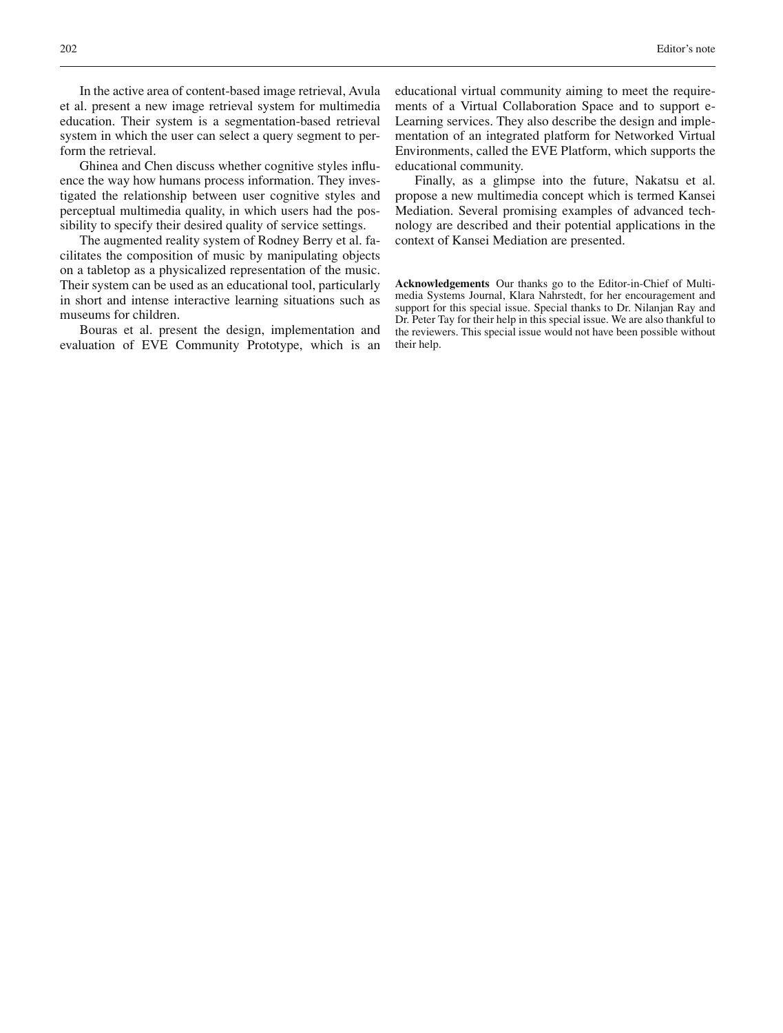In the active area of content-based image retrieval, Avula et al. present a new image retrieval system for multimedia education. Their system is a segmentation-based retrieval system in which the user can select a query segment to perform the retrieval.

Ghinea and Chen discuss whether cognitive styles influence the way how humans process information. They investigated the relationship between user cognitive styles and perceptual multimedia quality, in which users had the possibility to specify their desired quality of service settings.

The augmented reality system of Rodney Berry et al. facilitates the composition of music by manipulating objects on a tabletop as a physicalized representation of the music. Their system can be used as an educational tool, particularly in short and intense interactive learning situations such as museums for children.

Bouras et al. present the design, implementation and evaluation of EVE Community Prototype, which is an educational virtual community aiming to meet the requirements of a Virtual Collaboration Space and to support e-Learning services. They also describe the design and implementation of an integrated platform for Networked Virtual Environments, called the EVE Platform, which supports the educational community.

Finally, as a glimpse into the future, Nakatsu et al. propose a new multimedia concept which is termed Kansei Mediation. Several promising examples of advanced technology are described and their potential applications in the context of Kansei Mediation are presented.

**Acknowledgements** Our thanks go to the Editor-in-Chief of Multimedia Systems Journal, Klara Nahrstedt, for her encouragement and support for this special issue. Special thanks to Dr. Nilanjan Ray and Dr. Peter Tay for their help in this special issue. We are also thankful to the reviewers. This special issue would not have been possible without their help.